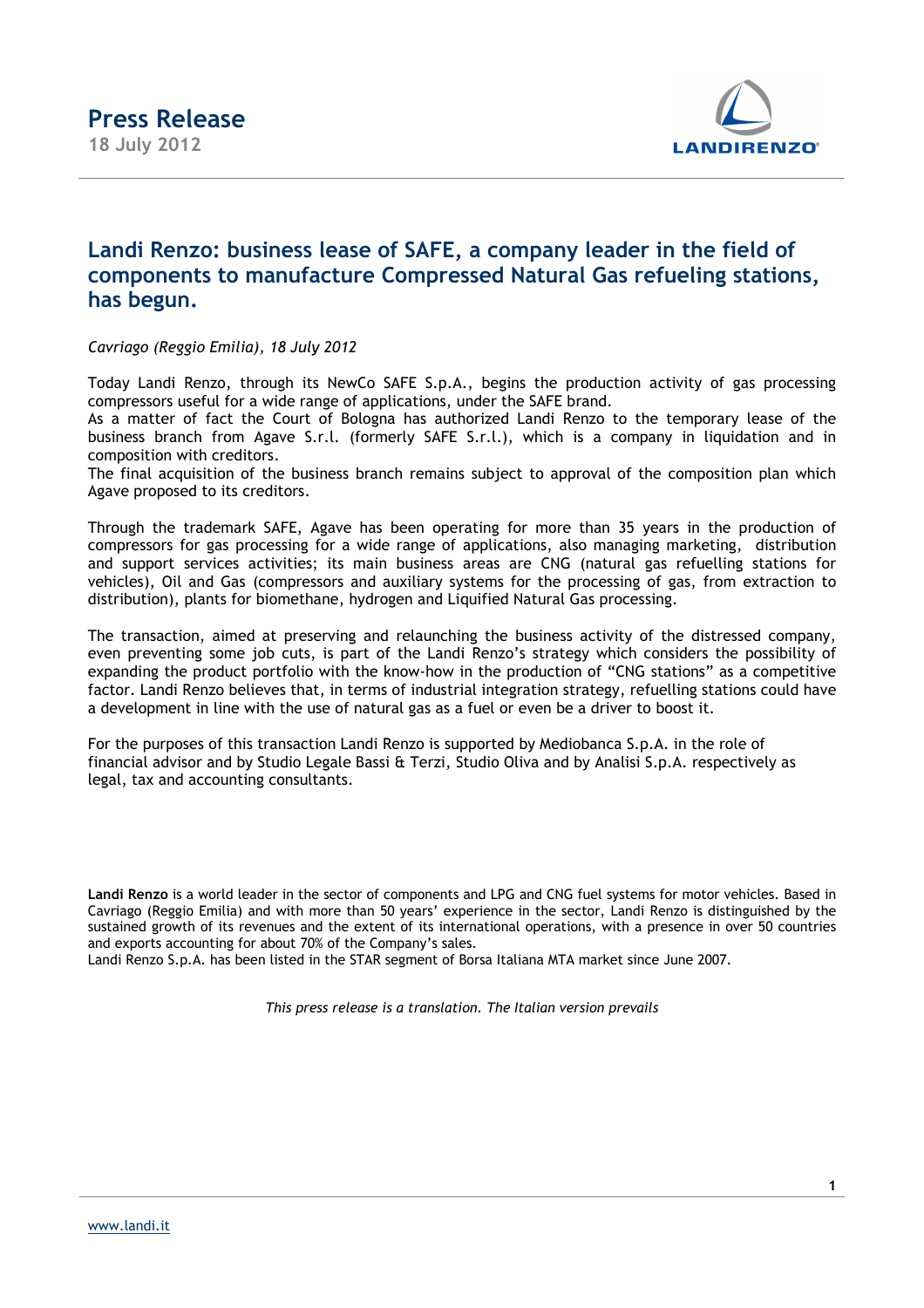# Press Release

**18 July 2012**

## Landi Renzo: business lease of SAFE, a company leader in the field of components to manufacture Compressed Natural Gas refueling stations, has begun.

*Cavriago (Reggio Emilia), 18 July 2012*

Today Landi Renzo, through its NewCo SAFE S.p.A., begins the production activity of gas processing compressors useful for a wide range of applications, under the SAFE brand.
As a matter of fact the Court of Bologna has authorized Landi Renzo to the temporary lease of the business branch from Agave S.r.l. (formerly SAFE S.r.l.), which is a company in liquidation and in composition with creditors.
The final acquisition of the business branch remains subject to approval of the composition plan which Agave proposed to its creditors.

Through the trademark SAFE, Agave has been operating for more than 35 years in the production of compressors for gas processing for a wide range of applications, also managing marketing, distribution and support services activities; its main business areas are CNG (natural gas refuelling stations for vehicles), Oil and Gas (compressors and auxiliary systems for the processing of gas, from extraction to distribution), plants for biomethane, hydrogen and Liquified Natural Gas processing.

The transaction, aimed at preserving and relaunching the business activity of the distressed company, even preventing some job cuts, is part of the Landi Renzo's strategy which considers the possibility of expanding the product portfolio with the know-how in the production of "CNG stations" as a competitive factor. Landi Renzo believes that, in terms of industrial integration strategy, refuelling stations could have a development in line with the use of natural gas as a fuel or even be a driver to boost it.

For the purposes of this transaction Landi Renzo is supported by Mediobanca S.p.A. in the role of financial advisor and by Studio Legale Bassi & Terzi, Studio Oliva and by Analisi S.p.A. respectively as legal, tax and accounting consultants.

**Landi Renzo** is a world leader in the sector of components and LPG and CNG fuel systems for motor vehicles. Based in Cavriago (Reggio Emilia) and with more than 50 years' experience in the sector, Landi Renzo is distinguished by the sustained growth of its revenues and the extent of its international operations, with a presence in over 50 countries and exports accounting for about 70% of the Company's sales.
Landi Renzo S.p.A. has been listed in the STAR segment of Borsa Italiana MTA market since June 2007.

*This press release is a translation. The Italian version prevails*

www.landi.it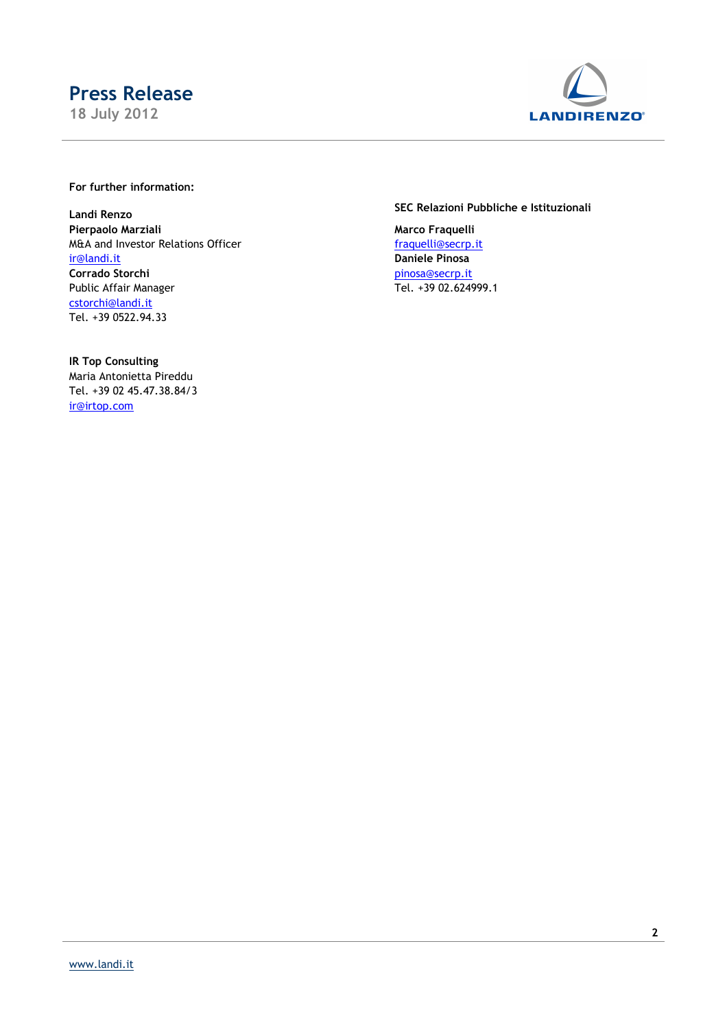**For further information:**

**Landi Renzo**
**Pierpaolo Marziali**
M&A and Investor Relations Officer
ir@landi.it
**Corrado Storchi**
Public Affair Manager
cstorchi@landi.it
Tel. +39 0522.94.33

**IR Top Consulting**
Maria Antonietta Pireddu
Tel. +39 02 45.47.38.84/3
ir@irtop.com

**SEC Relazioni Pubbliche e Istituzionali**

**Marco Fraquelli**
fraquelli@secrp.it
**Daniele Pinosa**
pinosa@secrp.it
Tel. +39 02.624999.1